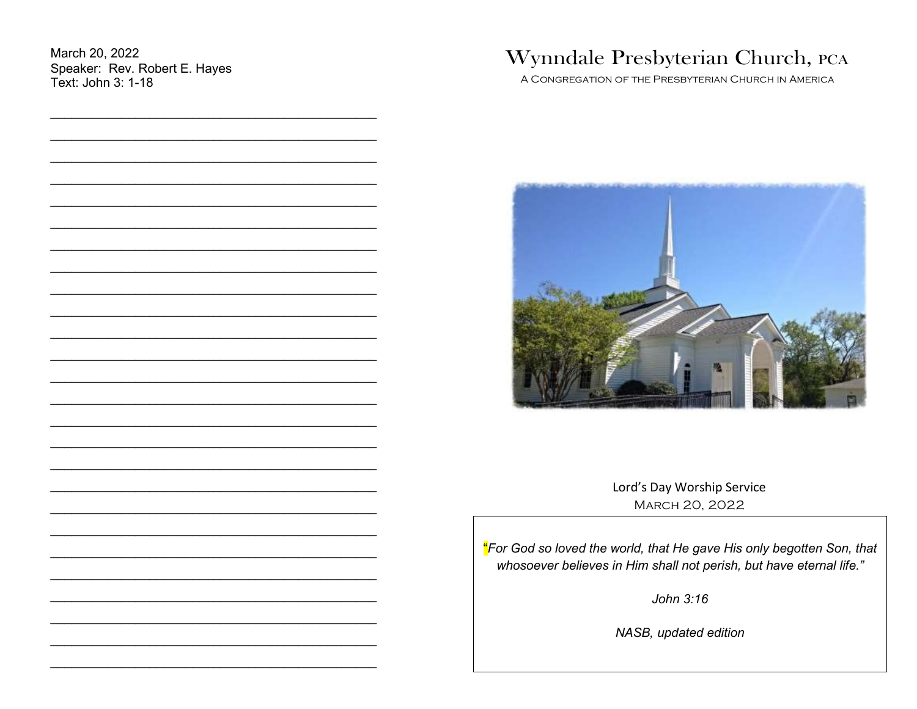March 20, 2022
Speaker: Rev. Robert E. Hayes
Text: John 3: 1-18

# Wynndale Presbyterian Church, PCA

A Congregation of the Presbyterian Church in America

Lord's Day Worship Service
March 20, 2022

*"For God so loved the world, that He gave His only begotten Son, that whosoever believes in Him shall not perish, but have eternal life."*

*John 3:16*

*NASB, updated edition*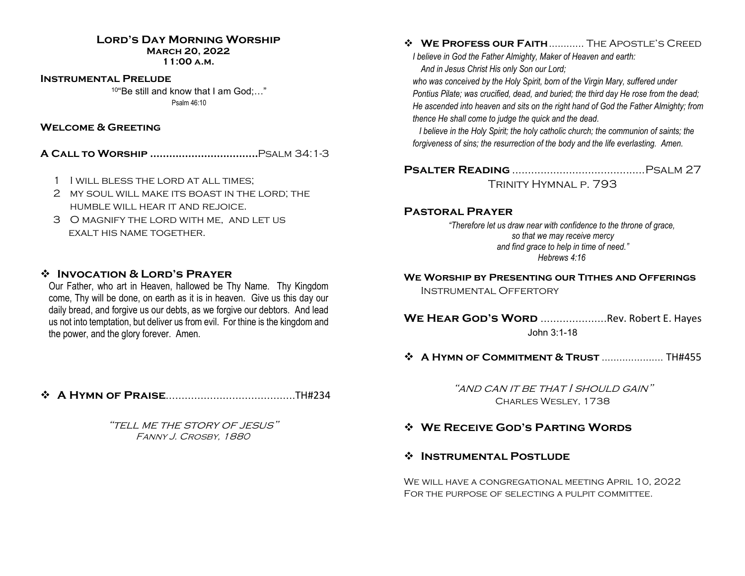## Lord's Day Morning Worship
**March 20, 2022**
**11:00 a.m.**

### Instrumental Prelude

[10]"Be still and know that I am God;…"
Psalm 46:10

### Welcome & Greeting

### A Call to Worship ..................................Psalm 34:1-3

1. I will bless the lord at all times;
2. my soul will make its boast in the lord; the humble will hear it and rejoice.
3. O magnify the lord with me, and let us exalt his name together.

### ❖ Invocation & Lord's Prayer

Our Father, who art in Heaven, hallowed be Thy Name. Thy Kingdom come, Thy will be done, on earth as it is in heaven. Give us this day our daily bread, and forgive us our debts, as we forgive our debtors. And lead us not into temptation, but deliver us from evil. For thine is the kingdom and the power, and the glory forever. Amen.

### ❖ A Hymn of Praise.........................................TH#234

*"Tell me the story of Jesus"*
*Fanny J. Crosby, 1880*

### ❖ We Profess our Faith............ The Apostle's Creed

*I believe in God the Father Almighty, Maker of Heaven and earth:*
*And in Jesus Christ His only Son our Lord;*
*who was conceived by the Holy Spirit, born of the Virgin Mary, suffered under Pontius Pilate; was crucified, dead, and buried; the third day He rose from the dead; He ascended into heaven and sits on the right hand of God the Father Almighty; from thence He shall come to judge the quick and the dead.*
*I believe in the Holy Spirit; the holy catholic church; the communion of saints; the forgiveness of sins; the resurrection of the body and the life everlasting. Amen.*

### Psalter Reading ..........................................Psalm 27

Trinity Hymnal p. 793

### Pastoral Prayer

*"Therefore let us draw near with confidence to the throne of grace,*
*so that we may receive mercy*
*and find grace to help in time of need."*
*Hebrews 4:16*

### We Worship by Presenting our Tithes and Offerings

Instrumental Offertory

### We Hear God's Word .....................Rev. Robert E. Hayes

John 3:1-18

### ❖ A Hymn of Commitment & Trust ..................... TH#455

*"And can it be that I should gain"*
Charles Wesley, 1738

### ❖ We Receive God's Parting Words

### ❖ Instrumental Postlude

We will have a congregational meeting April 10, 2022
For the purpose of selecting a pulpit committee.